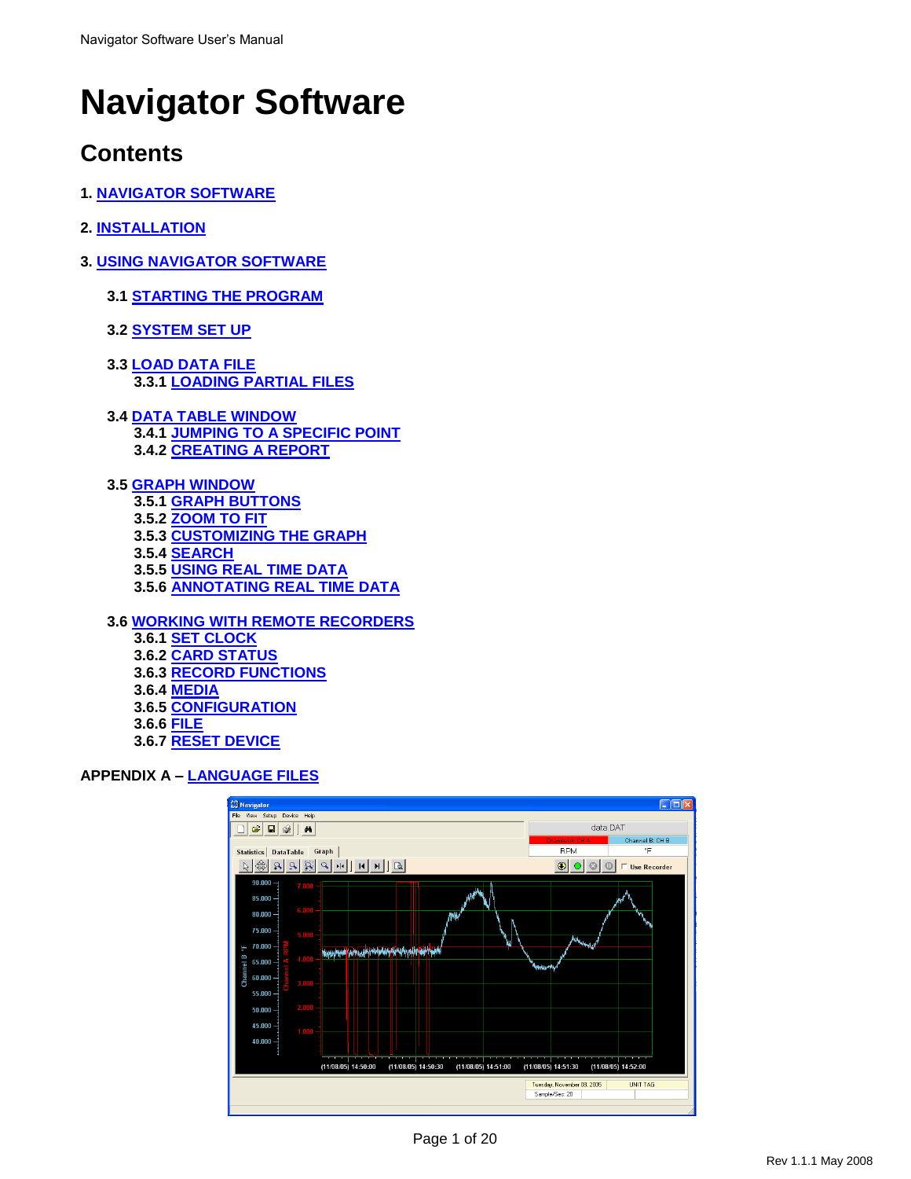# Navigator Software

## Contents

**1. NAVIGATOR SOFTWARE**

**2. INSTALLATION**

**3. USING NAVIGATOR SOFTWARE**

- **3.1 STARTING THE PROGRAM**
- **3.2 SYSTEM SET UP**
- **3.3 LOAD DATA FILE**
  - **3.3.1 LOADING PARTIAL FILES**
- **3.4 DATA TABLE WINDOW**
  - **3.4.1 JUMPING TO A SPECIFIC POINT**
  - **3.4.2 CREATING A REPORT**
- **3.5 GRAPH WINDOW**
  - **3.5.1 GRAPH BUTTONS**
  - **3.5.2 ZOOM TO FIT**
  - **3.5.3 CUSTOMIZING THE GRAPH**
  - **3.5.4 SEARCH**
  - **3.5.5 USING REAL TIME DATA**
  - **3.5.6 ANNOTATING REAL TIME DATA**
- **3.6 WORKING WITH REMOTE RECORDERS**
  - **3.6.1 SET CLOCK**
  - **3.6.2 CARD STATUS**
  - **3.6.3 RECORD FUNCTIONS**
  - **3.6.4 MEDIA**
  - **3.6.5 CONFIGURATION**
  - **3.6.6 FILE**
  - **3.6.7 RESET DEVICE**

**APPENDIX A – LANGUAGE FILES**

Rev 1.1.1 May 2008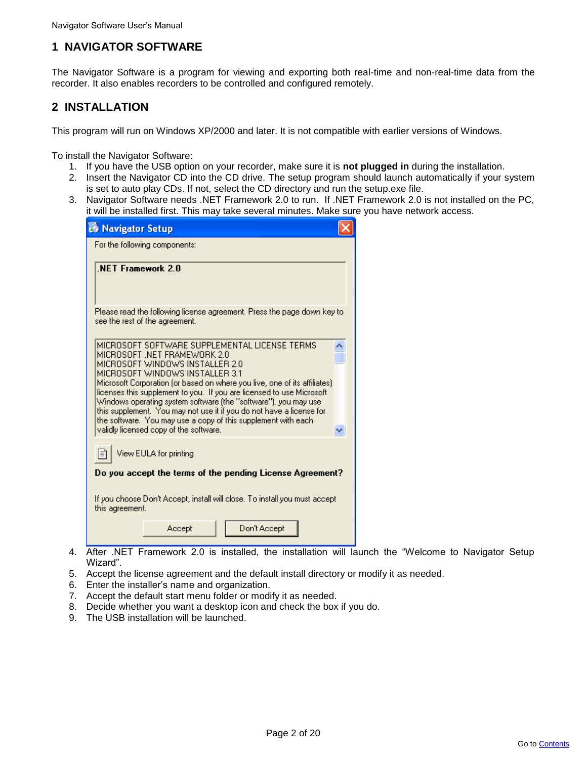# 1 NAVIGATOR SOFTWARE

The Navigator Software is a program for viewing and exporting both real-time and non-real-time data from the recorder. It also enables recorders to be controlled and configured remotely.

# 2 INSTALLATION

This program will run on Windows XP/2000 and later. It is not compatible with earlier versions of Windows.

To install the Navigator Software:

1. If you have the USB option on your recorder, make sure it is **not plugged in** during the installation.
2. Insert the Navigator CD into the CD drive. The setup program should launch automatically if your system is set to auto play CDs. If not, select the CD directory and run the setup.exe file.
3. Navigator Software needs .NET Framework 2.0 to run. If .NET Framework 2.0 is not installed on the PC, it will be installed first. This may take several minutes. Make sure you have network access.
4. After .NET Framework 2.0 is installed, the installation will launch the “Welcome to Navigator Setup Wizard”.
5. Accept the license agreement and the default install directory or modify it as needed.
6. Enter the installer’s name and organization.
7. Accept the default start menu folder or modify it as needed.
8. Decide whether you want a desktop icon and check the box if you do.
9. The USB installation will be launched.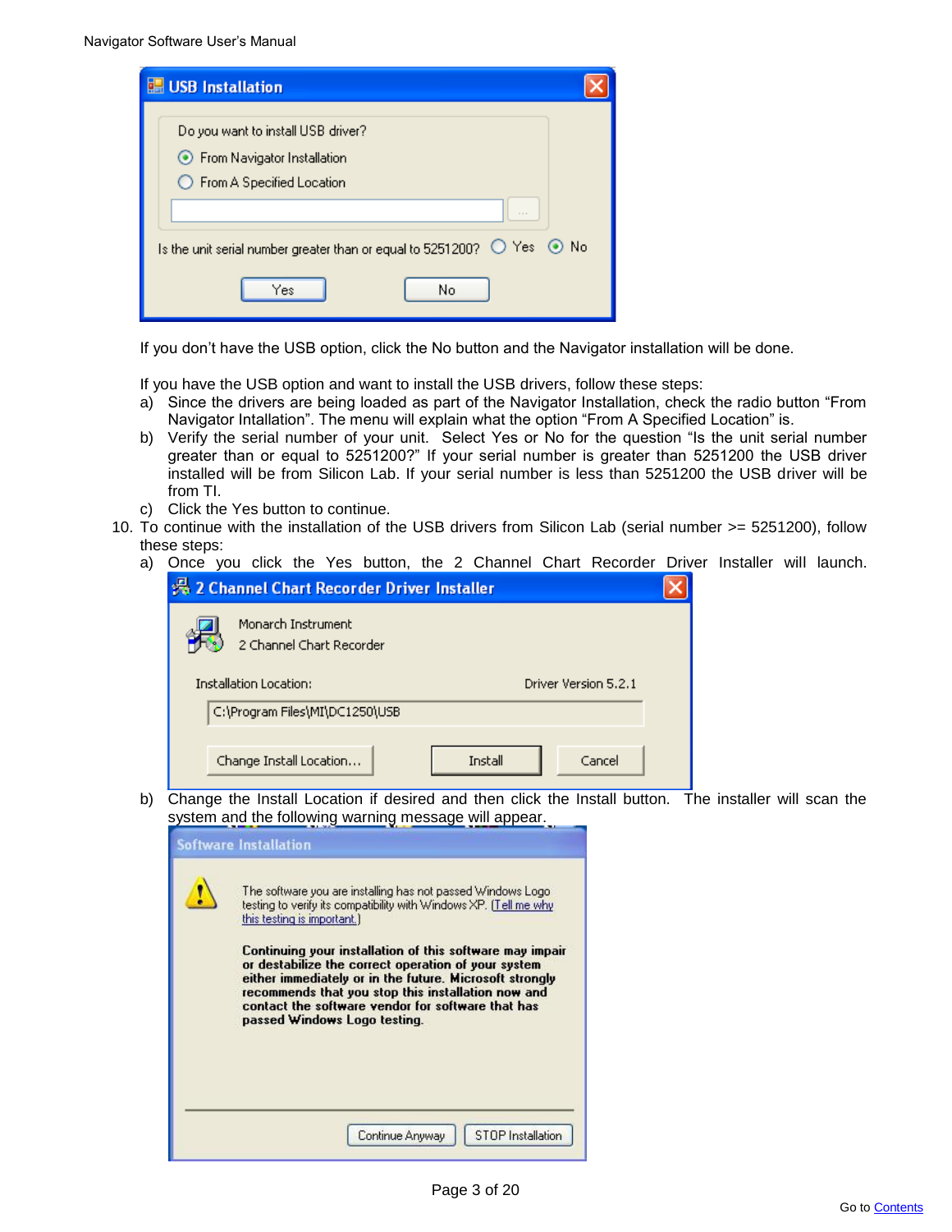If you don't have the USB option, click the No button and the Navigator installation will be done.

If you have the USB option and want to install the USB drivers, follow these steps:

a) Since the drivers are being loaded as part of the Navigator Installation, check the radio button "From Navigator Intallation". The menu will explain what the option "From A Specified Location" is.
b) Verify the serial number of your unit. Select Yes or No for the question "Is the unit serial number greater than or equal to 5251200?" If your serial number is greater than 5251200 the USB driver installed will be from Silicon Lab. If your serial number is less than 5251200 the USB driver will be from TI.
c) Click the Yes button to continue.

10. To continue with the installation of the USB drivers from Silicon Lab (serial number >= 5251200), follow these steps:
    a) Once you click the Yes button, the 2 Channel Chart Recorder Driver Installer will launch.
    b) Change the Install Location if desired and then click the Install button. The installer will scan the system and the following warning message will appear.

Go to Contents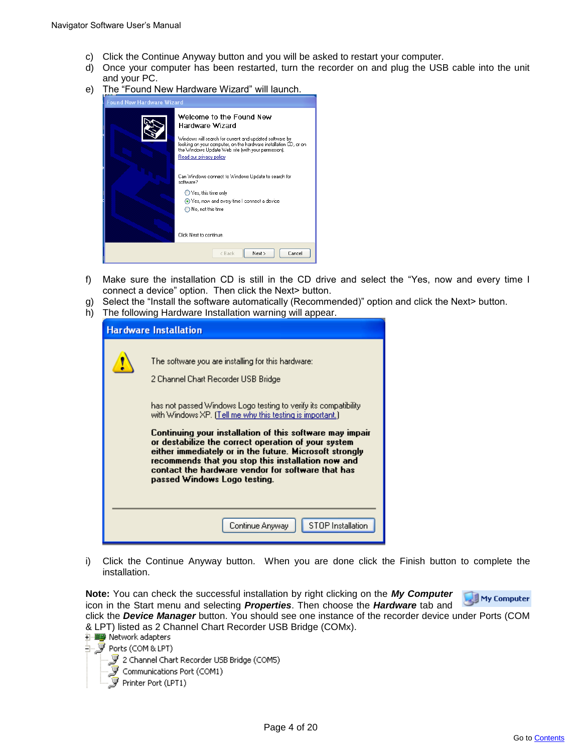c) Click the Continue Anyway button and you will be asked to restart your computer.
d) Once your computer has been restarted, turn the recorder on and plug the USB cable into the unit and your PC.
e) The "Found New Hardware Wizard" will launch.

f) Make sure the installation CD is still in the CD drive and select the "Yes, now and every time I connect a device" option. Then click the Next> button.
g) Select the "Install the software automatically (Recommended)" option and click the Next> button.
h) The following Hardware Installation warning will appear.

i) Click the Continue Anyway button. When you are done click the Finish button to complete the installation.

**Note:** You can check the successful installation by right clicking on the ***My Computer*** icon in the Start menu and selecting ***Properties***. Then choose the ***Hardware*** tab and click the ***Device Manager*** button. You should see one instance of the recorder device under Ports (COM & LPT) listed as 2 Channel Chart Recorder USB Bridge (COMx).

Go to Contents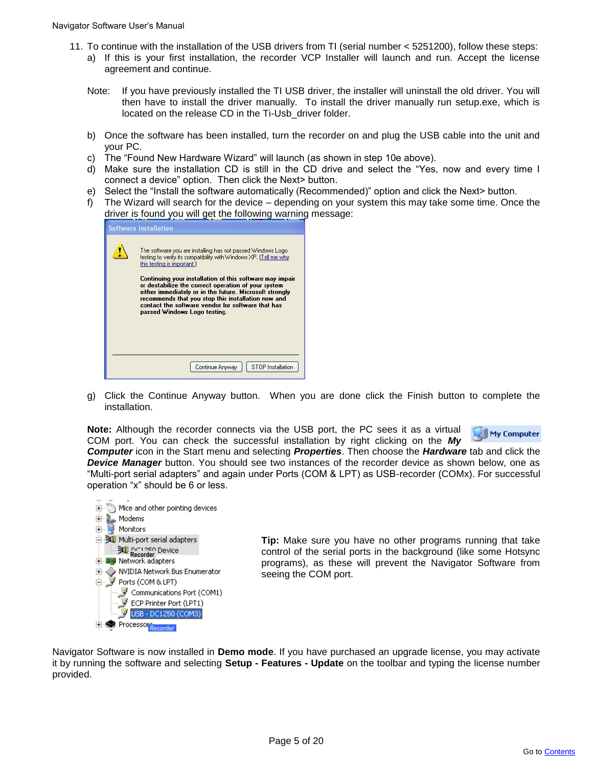11. To continue with the installation of the USB drivers from TI (serial number < 5251200), follow these steps:
    a) If this is your first installation, the recorder VCP Installer will launch and run. Accept the license agreement and continue.

    Note: If you have previously installed the TI USB driver, the installer will uninstall the old driver. You will then have to install the driver manually. To install the driver manually run setup.exe, which is located on the release CD in the Ti-Usb_driver folder.

    b) Once the software has been installed, turn the recorder on and plug the USB cable into the unit and your PC.
    c) The "Found New Hardware Wizard" will launch (as shown in step 10e above).
    d) Make sure the installation CD is still in the CD drive and select the "Yes, now and every time I connect a device" option. Then click the Next> button.
    e) Select the "Install the software automatically (Recommended)" option and click the Next> button.
    f) The Wizard will search for the device – depending on your system this may take some time. Once the driver is found you will get the following warning message:

    g) Click the Continue Anyway button. When you are done click the Finish button to complete the installation.

**Note:** Although the recorder connects via the USB port, the PC sees it as a virtual COM port. You can check the successful installation by right clicking on the ***My Computer*** icon in the Start menu and selecting ***Properties***. Then choose the ***Hardware*** tab and click the ***Device Manager*** button. You should see two instances of the recorder device as shown below, one as "Multi-port serial adapters" and again under Ports (COM & LPT) as USB-recorder (COMx). For successful operation "x" should be 6 or less.

**Tip:** Make sure you have no other programs running that take control of the serial ports in the background (like some Hotsync programs), as these will prevent the Navigator Software from seeing the COM port.

Navigator Software is now installed in **Demo mode**. If you have purchased an upgrade license, you may activate it by running the software and selecting **Setup - Features - Update** on the toolbar and typing the license number provided.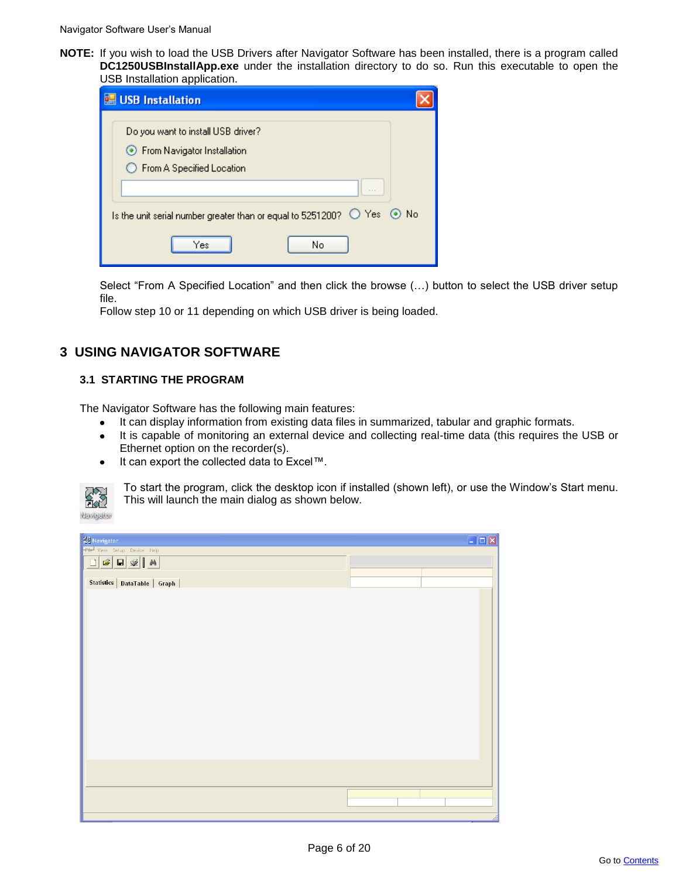**NOTE:** If you wish to load the USB Drivers after Navigator Software has been installed, there is a program called **DC1250USBInstallApp.exe** under the installation directory to do so. Run this executable to open the USB Installation application.

Select "From A Specified Location" and then click the browse (…) button to select the USB driver setup file.
Follow step 10 or 11 depending on which USB driver is being loaded.

# 3 USING NAVIGATOR SOFTWARE

## 3.1 STARTING THE PROGRAM

The Navigator Software has the following main features:

- It can display information from existing data files in summarized, tabular and graphic formats.
- It is capable of monitoring an external device and collecting real-time data (this requires the USB or Ethernet option on the recorder(s).
- It can export the collected data to Excel™.

To start the program, click the desktop icon if installed (shown left), or use the Window's Start menu. This will launch the main dialog as shown below.

Go to Contents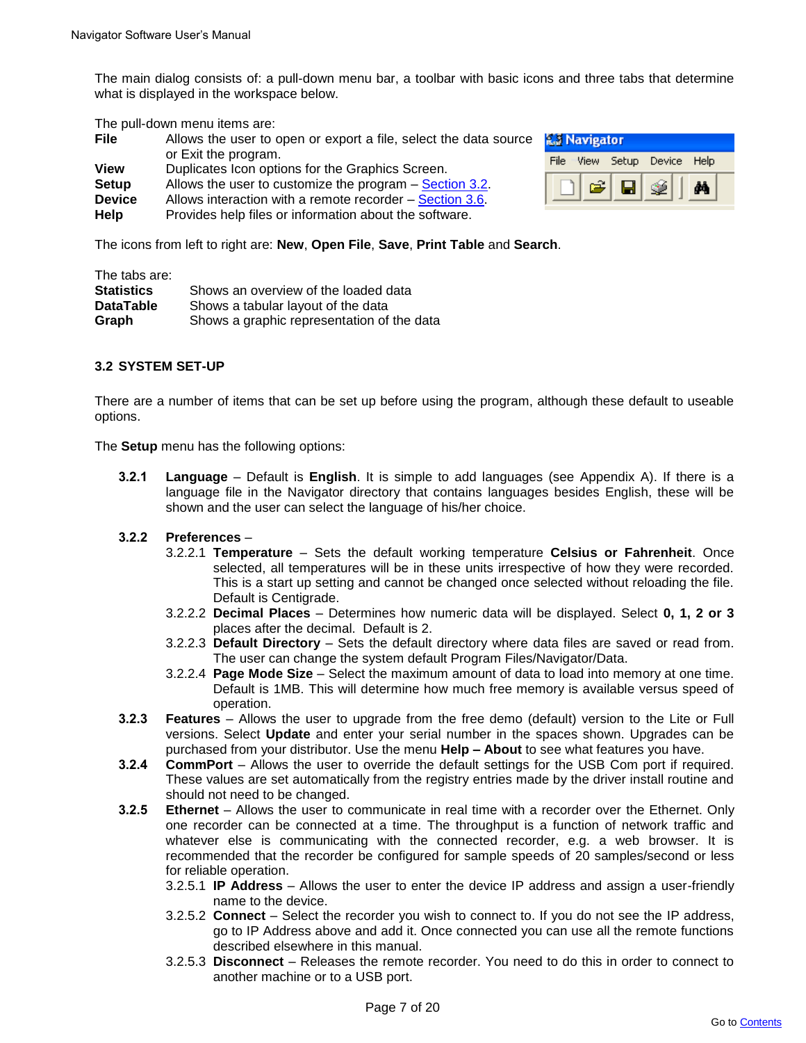The main dialog consists of: a pull-down menu bar, a toolbar with basic icons and three tabs that determine what is displayed in the workspace below.

The pull-down menu items are:

| | |
|---|---|
| **File** | Allows the user to open or export a file, select the data source or Exit the program. |
| **View** | Duplicates Icon options for the Graphics Screen. |
| **Setup** | Allows the user to customize the program – Section 3.2. |
| **Device** | Allows interaction with a remote recorder – Section 3.6. |
| **Help** | Provides help files or information about the software. |

The icons from left to right are: **New**, **Open File**, **Save**, **Print Table** and **Search**.

The tabs are:

| | |
|---|---|
| **Statistics** | Shows an overview of the loaded data |
| **DataTable** | Shows a tabular layout of the data |
| **Graph** | Shows a graphic representation of the data |

### 3.2 SYSTEM SET-UP

There are a number of items that can be set up before using the program, although these default to useable options.

The **Setup** menu has the following options:

**3.2.1 Language** – Default is **English**. It is simple to add languages (see Appendix A). If there is a language file in the Navigator directory that contains languages besides English, these will be shown and the user can select the language of his/her choice.

**3.2.2 Preferences** –

- 3.2.2.1 **Temperature** – Sets the default working temperature **Celsius or Fahrenheit**. Once selected, all temperatures will be in these units irrespective of how they were recorded. This is a start up setting and cannot be changed once selected without reloading the file. Default is Centigrade.
- 3.2.2.2 **Decimal Places** – Determines how numeric data will be displayed. Select **0, 1, 2 or 3** places after the decimal. Default is 2.
- 3.2.2.3 **Default Directory** – Sets the default directory where data files are saved or read from. The user can change the system default Program Files/Navigator/Data.
- 3.2.2.4 **Page Mode Size** – Select the maximum amount of data to load into memory at one time. Default is 1MB. This will determine how much free memory is available versus speed of operation.

**3.2.3 Features** – Allows the user to upgrade from the free demo (default) version to the Lite or Full versions. Select **Update** and enter your serial number in the spaces shown. Upgrades can be purchased from your distributor. Use the menu **Help – About** to see what features you have.

**3.2.4 CommPort** – Allows the user to override the default settings for the USB Com port if required. These values are set automatically from the registry entries made by the driver install routine and should not need to be changed.

**3.2.5 Ethernet** – Allows the user to communicate in real time with a recorder over the Ethernet. Only one recorder can be connected at a time. The throughput is a function of network traffic and whatever else is communicating with the connected recorder, e.g. a web browser. It is recommended that the recorder be configured for sample speeds of 20 samples/second or less for reliable operation.

- 3.2.5.1 **IP Address** – Allows the user to enter the device IP address and assign a user-friendly name to the device.
- 3.2.5.2 **Connect** – Select the recorder you wish to connect to. If you do not see the IP address, go to IP Address above and add it. Once connected you can use all the remote functions described elsewhere in this manual.
- 3.2.5.3 **Disconnect** – Releases the remote recorder. You need to do this in order to connect to another machine or to a USB port.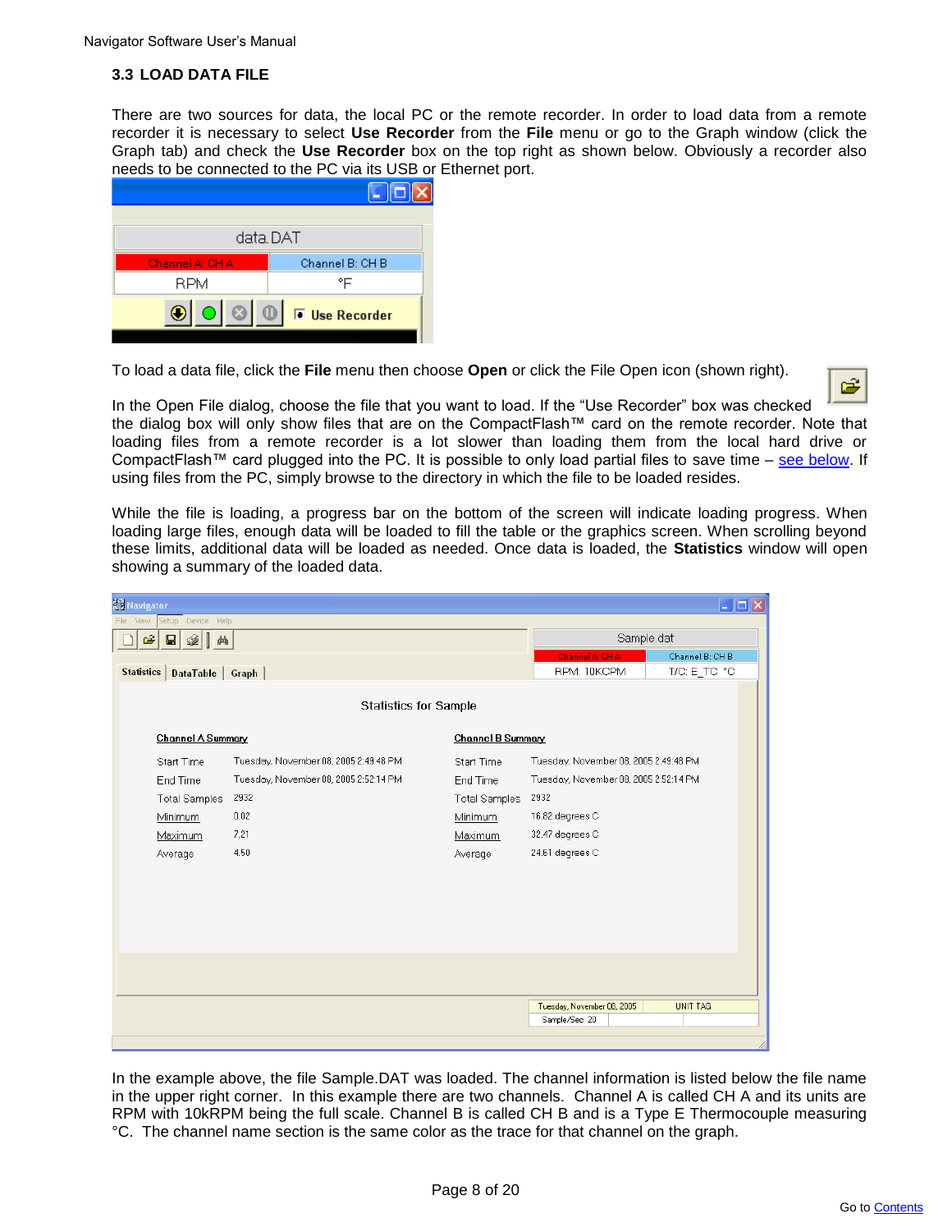## 3.3 LOAD DATA FILE

There are two sources for data, the local PC or the remote recorder. In order to load data from a remote recorder it is necessary to select **Use Recorder** from the **File** menu or go to the Graph window (click the Graph tab) and check the **Use Recorder** box on the top right as shown below. Obviously a recorder also needs to be connected to the PC via its USB or Ethernet port.

To load a data file, click the **File** menu then choose **Open** or click the File Open icon (shown right).

In the Open File dialog, choose the file that you want to load. If the "Use Recorder" box was checked the dialog box will only show files that are on the CompactFlash™ card on the remote recorder. Note that loading files from a remote recorder is a lot slower than loading them from the local hard drive or CompactFlash™ card plugged into the PC. It is possible to only load partial files to save time – see below. If using files from the PC, simply browse to the directory in which the file to be loaded resides.

While the file is loading, a progress bar on the bottom of the screen will indicate loading progress. When loading large files, enough data will be loaded to fill the table or the graphics screen. When scrolling beyond these limits, additional data will be loaded as needed. Once data is loaded, the **Statistics** window will open showing a summary of the loaded data.

In the example above, the file Sample.DAT was loaded. The channel information is listed below the file name in the upper right corner. In this example there are two channels. Channel A is called CH A and its units are RPM with 10kRPM being the full scale. Channel B is called CH B and is a Type E Thermocouple measuring °C. The channel name section is the same color as the trace for that channel on the graph.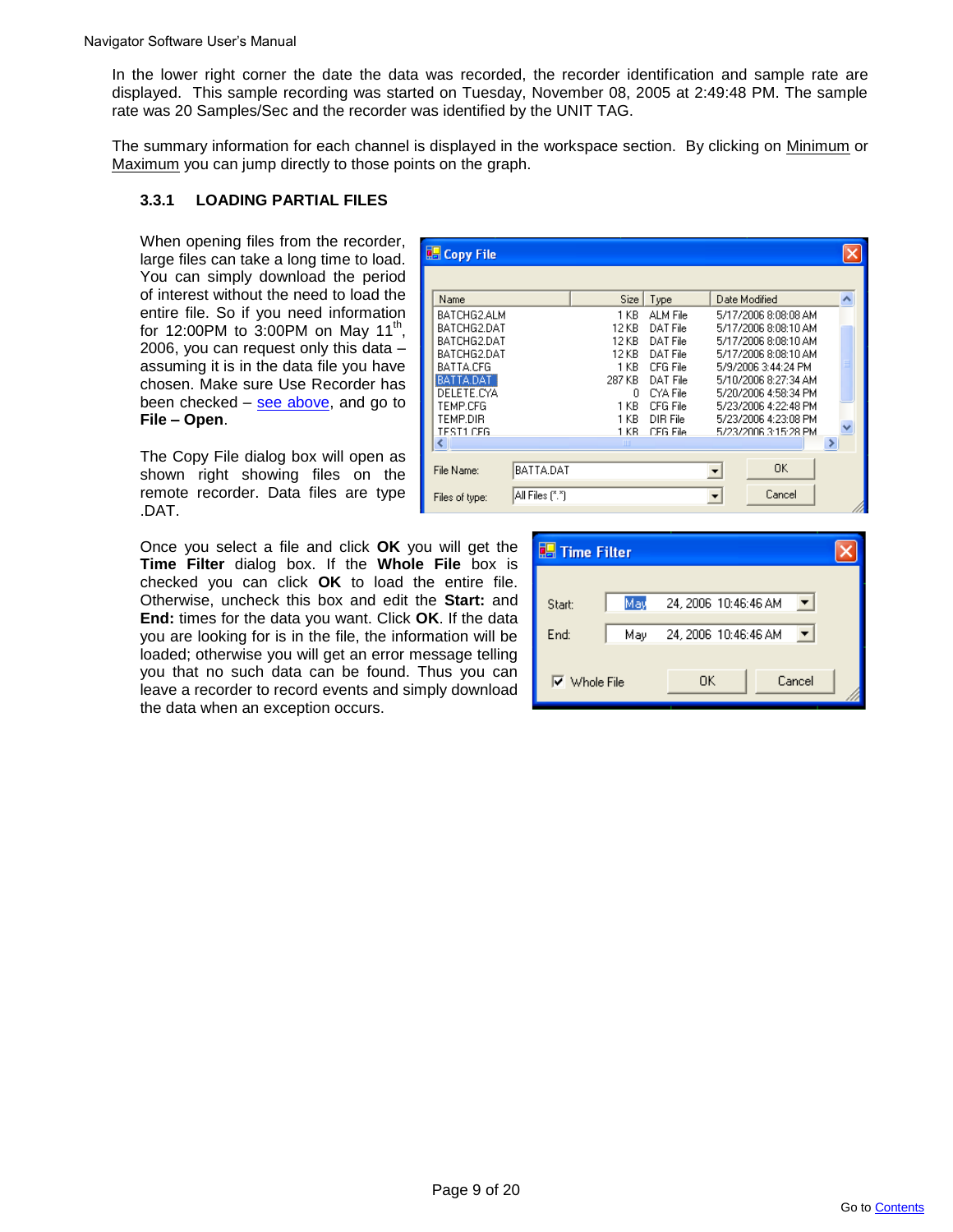In the lower right corner the date the data was recorded, the recorder identification and sample rate are displayed. This sample recording was started on Tuesday, November 08, 2005 at 2:49:48 PM. The sample rate was 20 Samples/Sec and the recorder was identified by the UNIT TAG.

The summary information for each channel is displayed in the workspace section. By clicking on Minimum or Maximum you can jump directly to those points on the graph.

### 3.3.1 LOADING PARTIAL FILES

When opening files from the recorder, large files can take a long time to load. You can simply download the period of interest without the need to load the entire file. So if you need information for 12:00PM to 3:00PM on May 11th, 2006, you can request only this data – assuming it is in the data file you have chosen. Make sure Use Recorder has been checked – see above, and go to **File – Open**.

The Copy File dialog box will open as shown right showing files on the remote recorder. Data files are type .DAT.

Once you select a file and click **OK** you will get the **Time Filter** dialog box. If the **Whole File** box is checked you can click **OK** to load the entire file. Otherwise, uncheck this box and edit the **Start:** and **End:** times for the data you want. Click **OK**. If the data you are looking for is in the file, the information will be loaded; otherwise you will get an error message telling you that no such data can be found. Thus you can leave a recorder to record events and simply download the data when an exception occurs.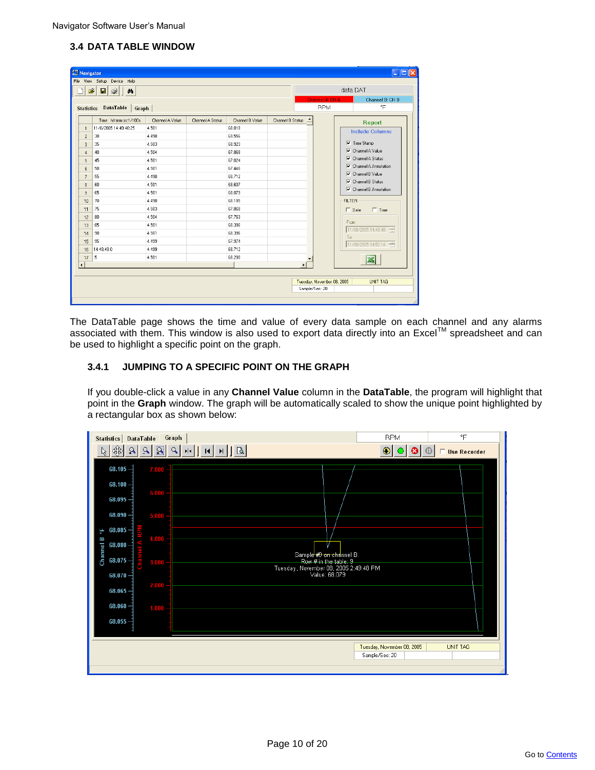## 3.4 DATA TABLE WINDOW

The DataTable page shows the time and value of every data sample on each channel and any alarms associated with them. This window is also used to export data directly into an Excel™ spreadsheet and can be used to highlight a specific point on the graph.

### 3.4.1 JUMPING TO A SPECIFIC POINT ON THE GRAPH

If you double-click a value in any **Channel Value** column in the **DataTable**, the program will highlight that point in the **Graph** window. The graph will be automatically scaled to show the unique point highlighted by a rectangular box as shown below: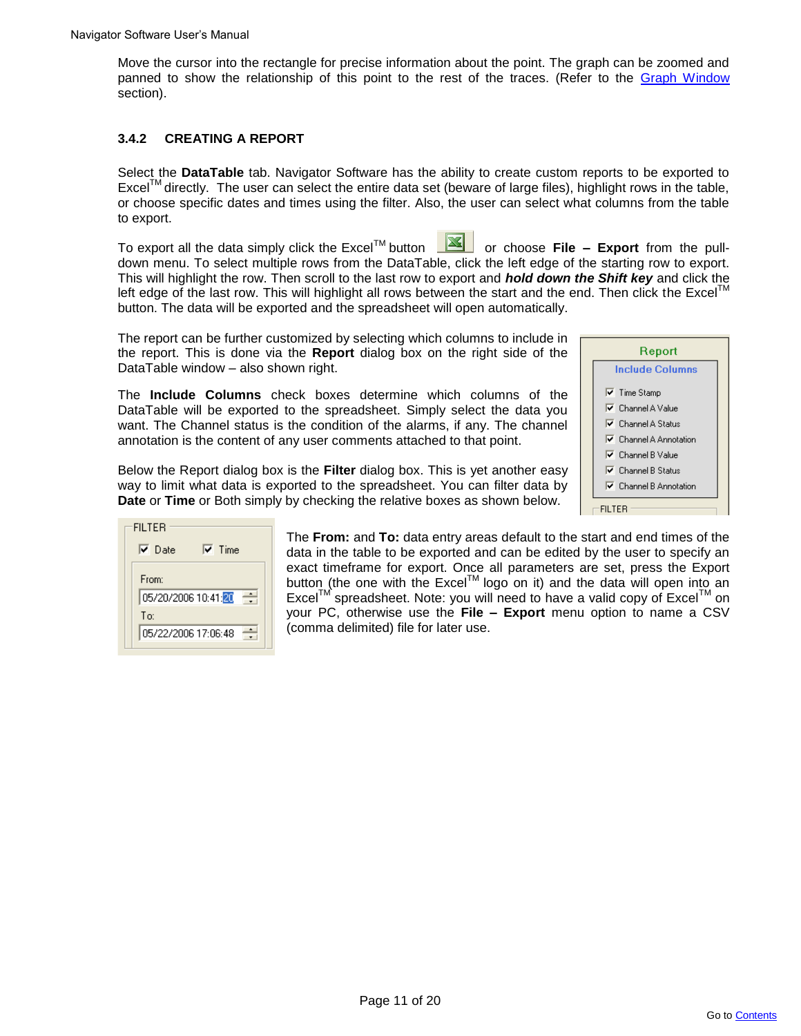Move the cursor into the rectangle for precise information about the point. The graph can be zoomed and panned to show the relationship of this point to the rest of the traces. (Refer to the Graph Window section).

### 3.4.2 CREATING A REPORT

Select the **DataTable** tab. Navigator Software has the ability to create custom reports to be exported to Excel™ directly. The user can select the entire data set (beware of large files), highlight rows in the table, or choose specific dates and times using the filter. Also, the user can select what columns from the table to export.

To export all the data simply click the Excel™ button or choose **File – Export** from the pull-down menu. To select multiple rows from the DataTable, click the left edge of the starting row to export. This will highlight the row. Then scroll to the last row to export and ***hold down the Shift key*** and click the left edge of the last row. This will highlight all rows between the start and the end. Then click the Excel™ button. The data will be exported and the spreadsheet will open automatically.

The report can be further customized by selecting which columns to include in the report. This is done via the **Report** dialog box on the right side of the DataTable window – also shown right.

The **Include Columns** check boxes determine which columns of the DataTable will be exported to the spreadsheet. Simply select the data you want. The Channel status is the condition of the alarms, if any. The channel annotation is the content of any user comments attached to that point.

Below the Report dialog box is the **Filter** dialog box. This is yet another easy way to limit what data is exported to the spreadsheet. You can filter data by **Date** or **Time** or Both simply by checking the relative boxes as shown below.

The **From:** and **To:** data entry areas default to the start and end times of the data in the table to be exported and can be edited by the user to specify an exact timeframe for export. Once all parameters are set, press the Export button (the one with the Excel™ logo on it) and the data will open into an Excel™ spreadsheet. Note: you will need to have a valid copy of Excel™ on your PC, otherwise use the **File – Export** menu option to name a CSV (comma delimited) file for later use.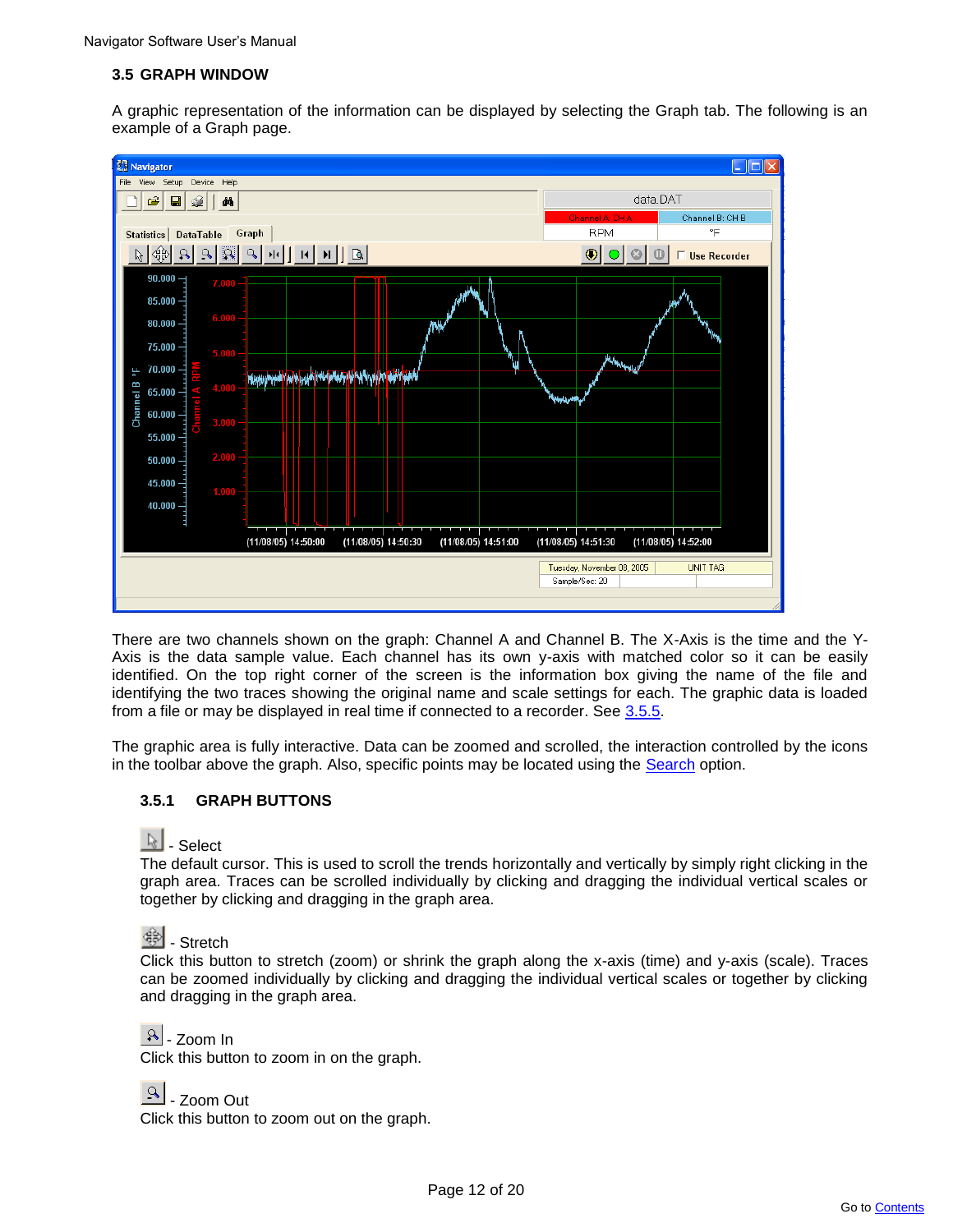### 3.5 GRAPH WINDOW

A graphic representation of the information can be displayed by selecting the Graph tab. The following is an example of a Graph page.

There are two channels shown on the graph: Channel A and Channel B. The X-Axis is the time and the Y-Axis is the data sample value. Each channel has its own y-axis with matched color so it can be easily identified. On the top right corner of the screen is the information box giving the name of the file and identifying the two traces showing the original name and scale settings for each. The graphic data is loaded from a file or may be displayed in real time if connected to a recorder. See 3.5.5.

The graphic area is fully interactive. Data can be zoomed and scrolled, the interaction controlled by the icons in the toolbar above the graph. Also, specific points may be located using the Search option.

#### 3.5.1 GRAPH BUTTONS

- Select

The default cursor. This is used to scroll the trends horizontally and vertically by simply right clicking in the graph area. Traces can be scrolled individually by clicking and dragging the individual vertical scales or together by clicking and dragging in the graph area.

- Stretch

Click this button to stretch (zoom) or shrink the graph along the x-axis (time) and y-axis (scale). Traces can be zoomed individually by clicking and dragging the individual vertical scales or together by clicking and dragging in the graph area.

- Zoom In

Click this button to zoom in on the graph.

- Zoom Out

Click this button to zoom out on the graph.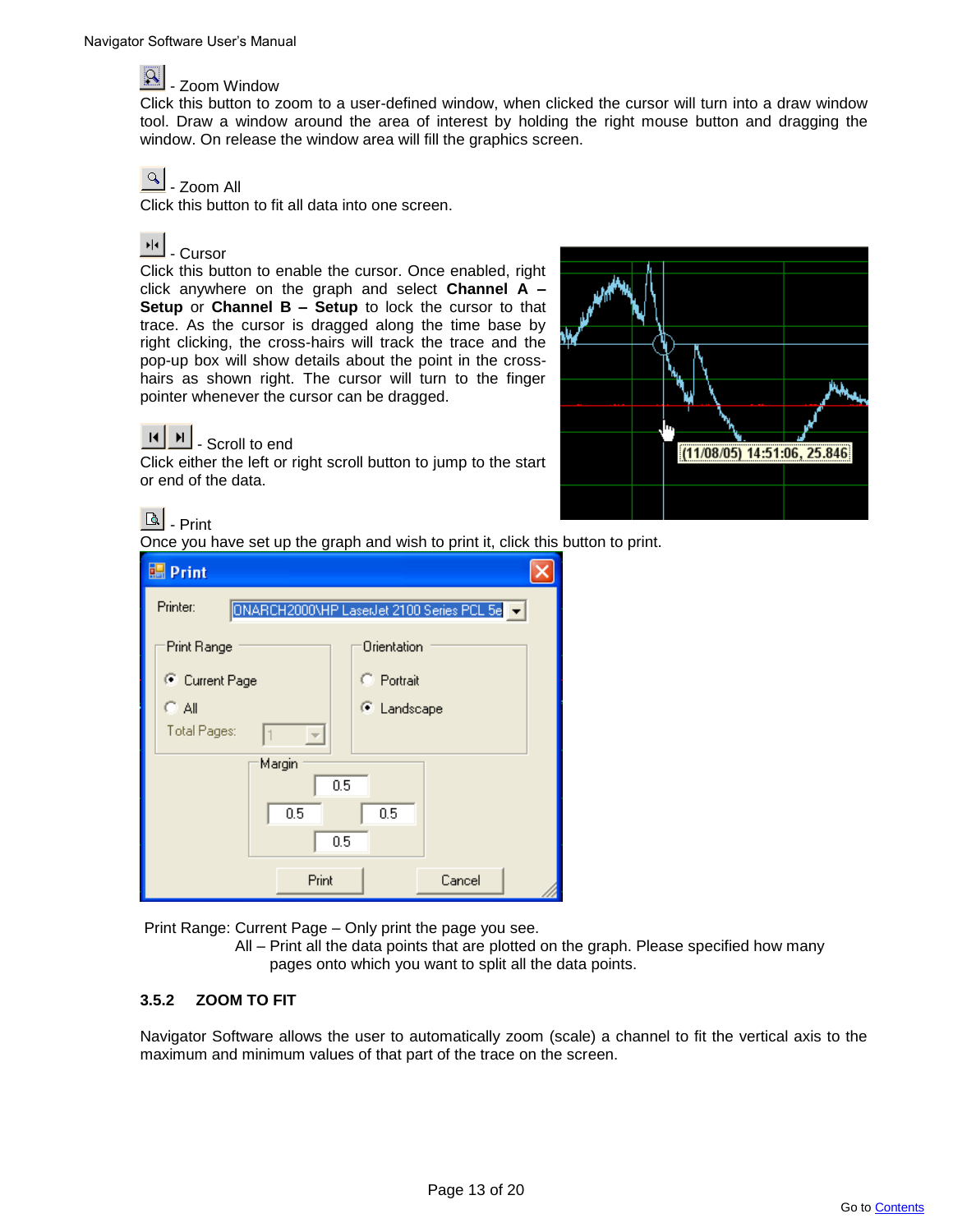- Zoom Window

Click this button to zoom to a user-defined window, when clicked the cursor will turn into a draw window tool. Draw a window around the area of interest by holding the right mouse button and dragging the window. On release the window area will fill the graphics screen.

- Zoom All

Click this button to fit all data into one screen.

- Cursor

Click this button to enable the cursor. Once enabled, right click anywhere on the graph and select **Channel A – Setup** or **Channel B – Setup** to lock the cursor to that trace. As the cursor is dragged along the time base by right clicking, the cross-hairs will track the trace and the pop-up box will show details about the point in the cross-hairs as shown right. The cursor will turn to the finger pointer whenever the cursor can be dragged.

- Scroll to end

Click either the left or right scroll button to jump to the start or end of the data.

- Print

Once you have set up the graph and wish to print it, click this button to print.

Print Range: Current Page – Only print the page you see.

All – Print all the data points that are plotted on the graph. Please specified how many pages onto which you want to split all the data points.

### 3.5.2 ZOOM TO FIT

Navigator Software allows the user to automatically zoom (scale) a channel to fit the vertical axis to the maximum and minimum values of that part of the trace on the screen.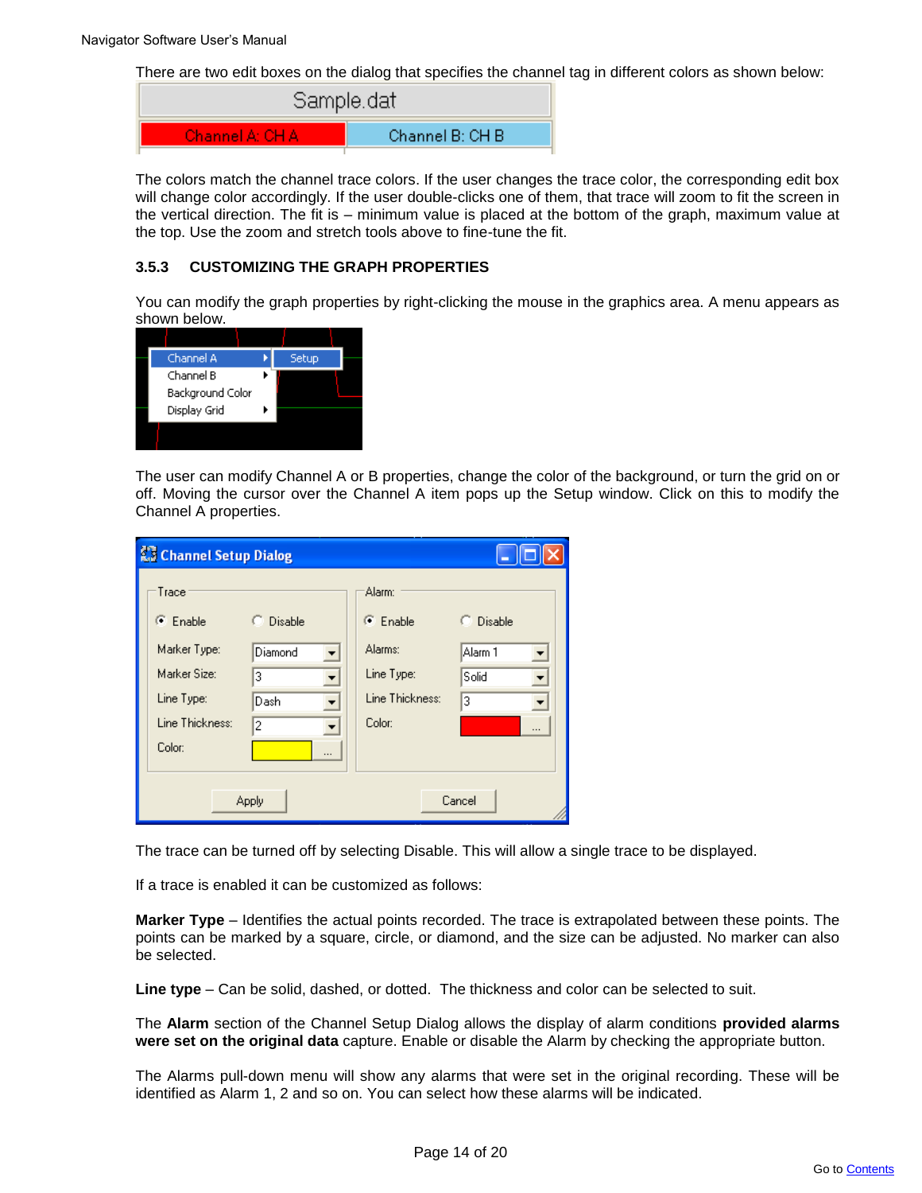There are two edit boxes on the dialog that specifies the channel tag in different colors as shown below:

The colors match the channel trace colors. If the user changes the trace color, the corresponding edit box will change color accordingly. If the user double-clicks one of them, that trace will zoom to fit the screen in the vertical direction. The fit is – minimum value is placed at the bottom of the graph, maximum value at the top. Use the zoom and stretch tools above to fine-tune the fit.

### 3.5.3 CUSTOMIZING THE GRAPH PROPERTIES

You can modify the graph properties by right-clicking the mouse in the graphics area. A menu appears as shown below.

The user can modify Channel A or B properties, change the color of the background, or turn the grid on or off. Moving the cursor over the Channel A item pops up the Setup window. Click on this to modify the Channel A properties.

The trace can be turned off by selecting Disable. This will allow a single trace to be displayed.

If a trace is enabled it can be customized as follows:

**Marker Type** – Identifies the actual points recorded. The trace is extrapolated between these points. The points can be marked by a square, circle, or diamond, and the size can be adjusted. No marker can also be selected.

**Line type** – Can be solid, dashed, or dotted. The thickness and color can be selected to suit.

The **Alarm** section of the Channel Setup Dialog allows the display of alarm conditions **provided alarms were set on the original data** capture. Enable or disable the Alarm by checking the appropriate button.

The Alarms pull-down menu will show any alarms that were set in the original recording. These will be identified as Alarm 1, 2 and so on. You can select how these alarms will be indicated.

Go to Contents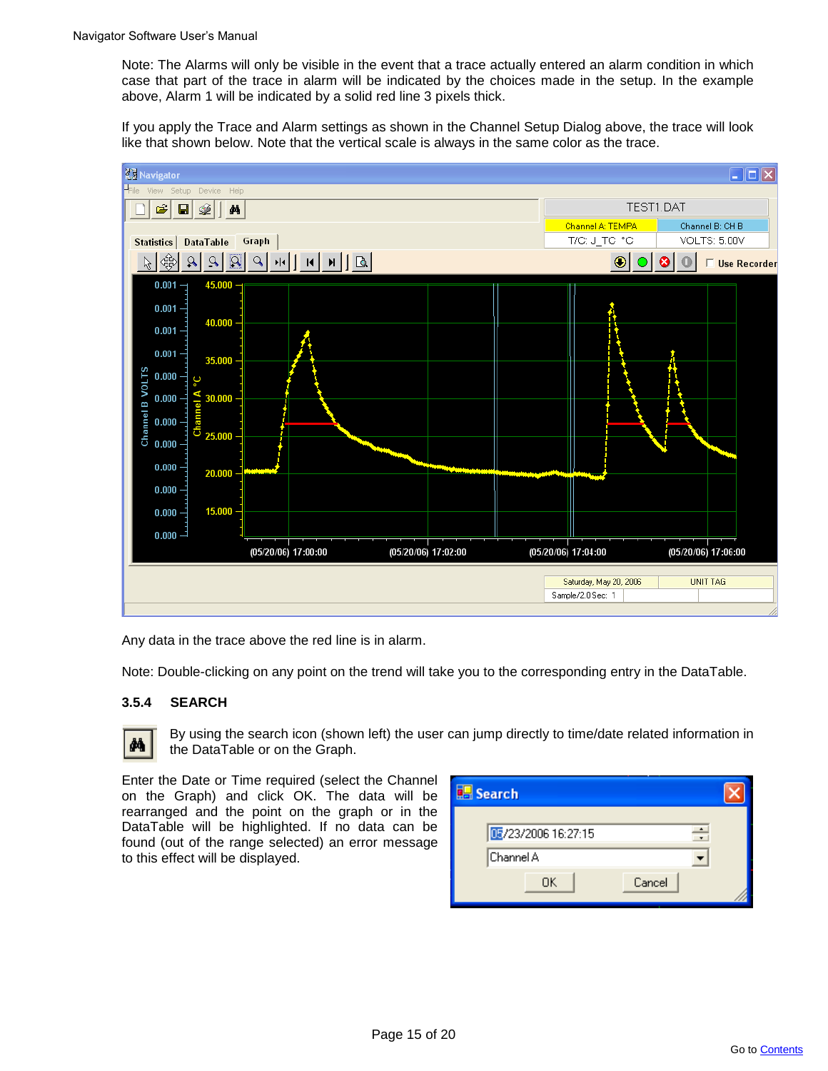Note: The Alarms will only be visible in the event that a trace actually entered an alarm condition in which case that part of the trace in alarm will be indicated by the choices made in the setup. In the example above, Alarm 1 will be indicated by a solid red line 3 pixels thick.

If you apply the Trace and Alarm settings as shown in the Channel Setup Dialog above, the trace will look like that shown below. Note that the vertical scale is always in the same color as the trace.

Any data in the trace above the red line is in alarm.

Note: Double-clicking on any point on the trend will take you to the corresponding entry in the DataTable.

### 3.5.4 SEARCH

By using the search icon (shown left) the user can jump directly to time/date related information in the DataTable or on the Graph.

Enter the Date or Time required (select the Channel on the Graph) and click OK. The data will be rearranged and the point on the graph or in the DataTable will be highlighted. If no data can be found (out of the range selected) an error message to this effect will be displayed.

Go to Contents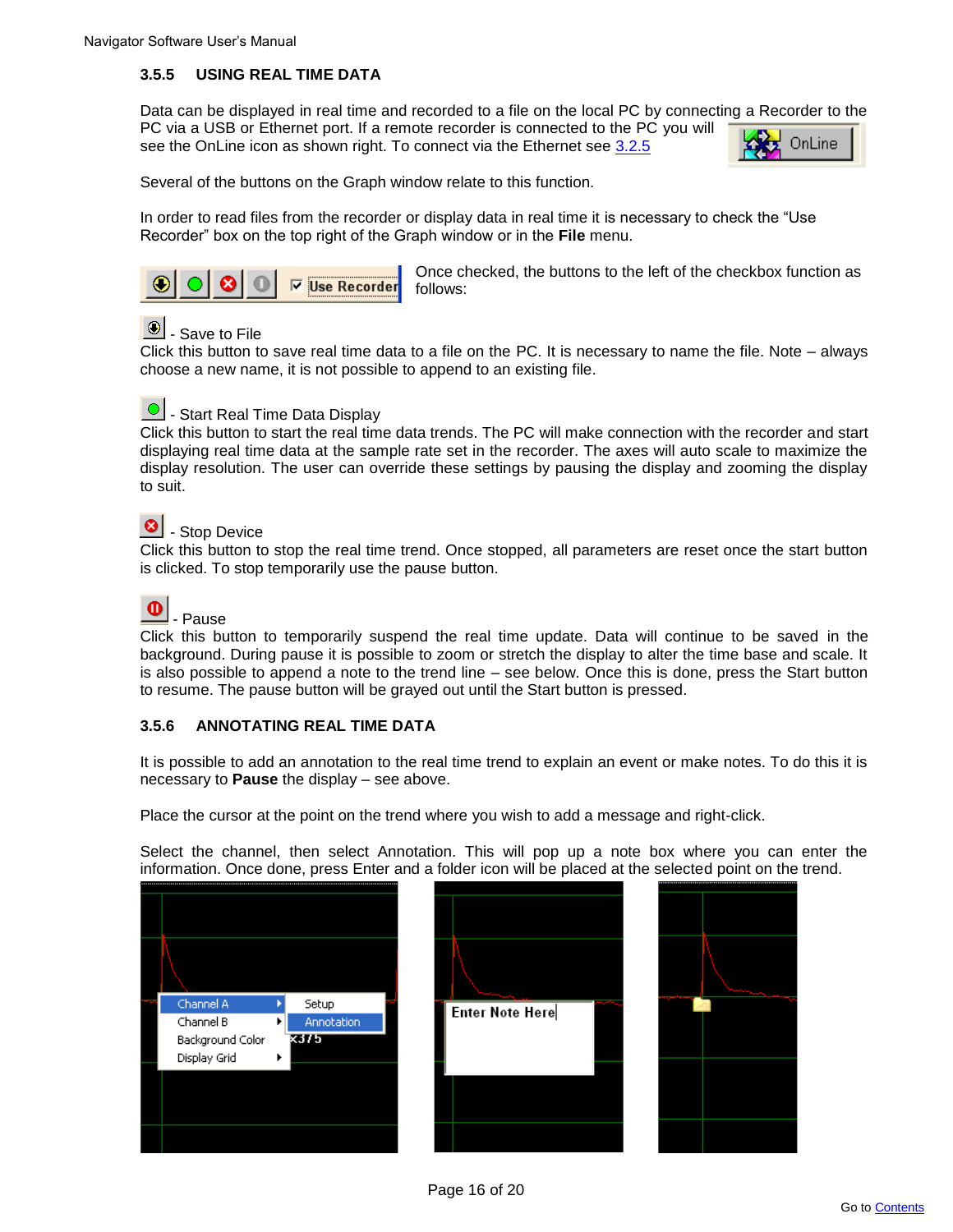### 3.5.5 USING REAL TIME DATA

Data can be displayed in real time and recorded to a file on the local PC by connecting a Recorder to the PC via a USB or Ethernet port. If a remote recorder is connected to the PC you will see the OnLine icon as shown right. To connect via the Ethernet see 3.2.5

Several of the buttons on the Graph window relate to this function.

In order to read files from the recorder or display data in real time it is necessary to check the "Use Recorder" box on the top right of the Graph window or in the **File** menu.

Once checked, the buttons to the left of the checkbox function as follows:

- Save to File
Click this button to save real time data to a file on the PC. It is necessary to name the file. Note – always choose a new name, it is not possible to append to an existing file.

- Start Real Time Data Display
Click this button to start the real time data trends. The PC will make connection with the recorder and start displaying real time data at the sample rate set in the recorder. The axes will auto scale to maximize the display resolution. The user can override these settings by pausing the display and zooming the display to suit.

- Stop Device
Click this button to stop the real time trend. Once stopped, all parameters are reset once the start button is clicked. To stop temporarily use the pause button.

- Pause
Click this button to temporarily suspend the real time update. Data will continue to be saved in the background. During pause it is possible to zoom or stretch the display to alter the time base and scale. It is also possible to append a note to the trend line – see below. Once this is done, press the Start button to resume. The pause button will be grayed out until the Start button is pressed.

### 3.5.6 ANNOTATING REAL TIME DATA

It is possible to add an annotation to the real time trend to explain an event or make notes. To do this it is necessary to **Pause** the display – see above.

Place the cursor at the point on the trend where you wish to add a message and right-click.

Select the channel, then select Annotation. This will pop up a note box where you can enter the information. Once done, press Enter and a folder icon will be placed at the selected point on the trend.

Go to Contents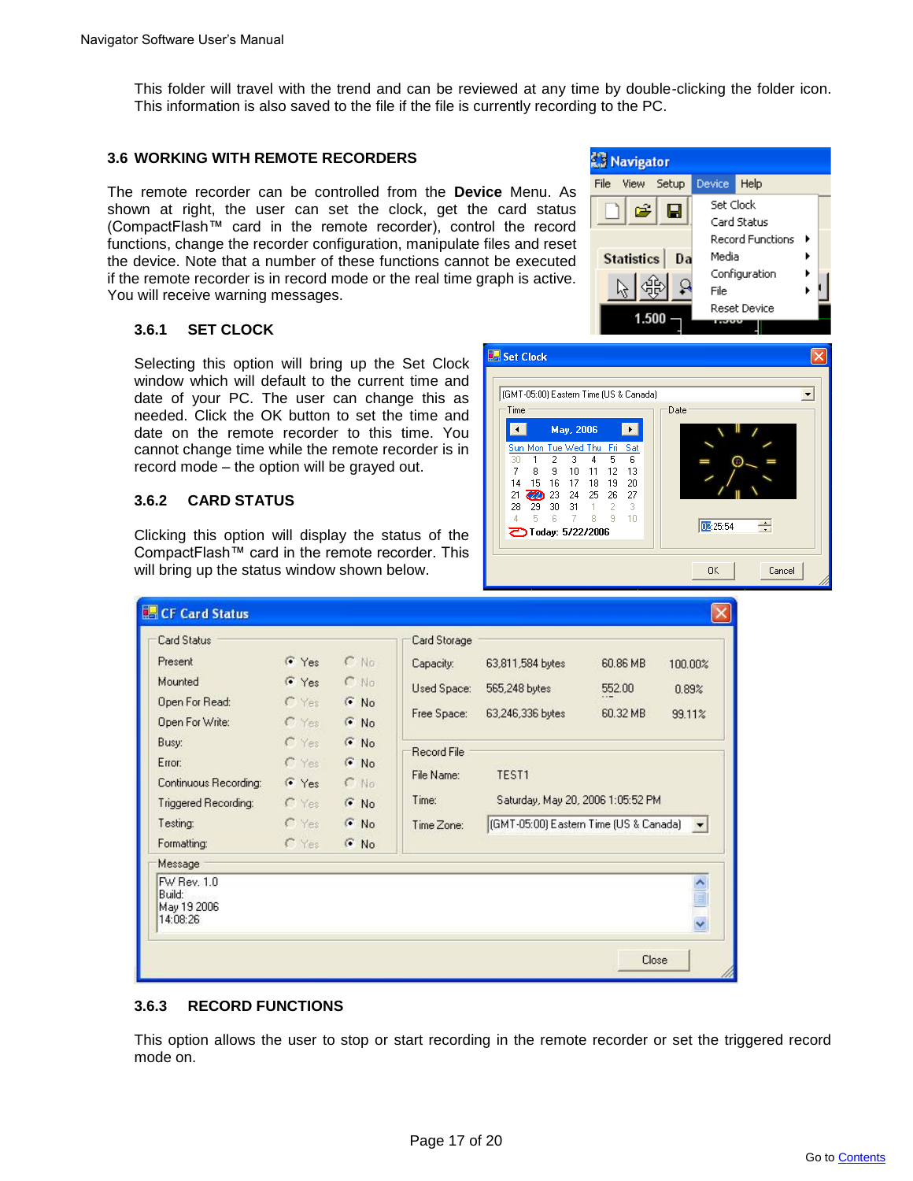This folder will travel with the trend and can be reviewed at any time by double-clicking the folder icon. This information is also saved to the file if the file is currently recording to the PC.

## 3.6 WORKING WITH REMOTE RECORDERS

The remote recorder can be controlled from the **Device** Menu. As shown at right, the user can set the clock, get the card status (CompactFlash™ card in the remote recorder), control the record functions, change the recorder configuration, manipulate files and reset the device. Note that a number of these functions cannot be executed if the remote recorder is in record mode or the real time graph is active. You will receive warning messages.

### 3.6.1 SET CLOCK

Selecting this option will bring up the Set Clock window which will default to the current time and date of your PC. The user can change this as needed. Click the OK button to set the time and date on the remote recorder to this time. You cannot change time while the remote recorder is in record mode – the option will be grayed out.

### 3.6.2 CARD STATUS

Clicking this option will display the status of the CompactFlash™ card in the remote recorder. This will bring up the status window shown below.

### 3.6.3 RECORD FUNCTIONS

This option allows the user to stop or start recording in the remote recorder or set the triggered record mode on.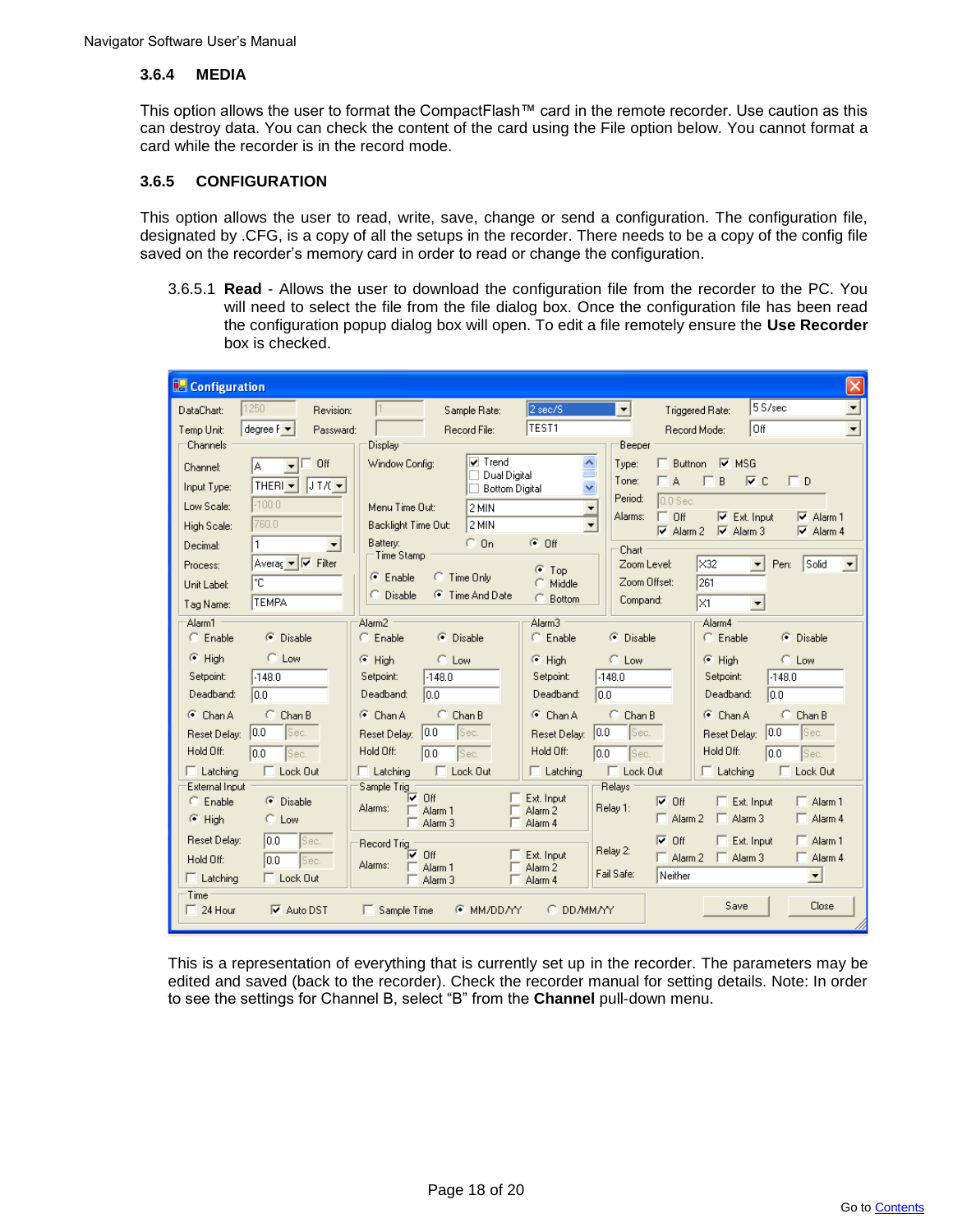### 3.6.4 MEDIA

This option allows the user to format the CompactFlash™ card in the remote recorder. Use caution as this can destroy data. You can check the content of the card using the File option below. You cannot format a card while the recorder is in the record mode.

### 3.6.5 CONFIGURATION

This option allows the user to read, write, save, change or send a configuration. The configuration file, designated by .CFG, is a copy of all the setups in the recorder. There needs to be a copy of the config file saved on the recorder's memory card in order to read or change the configuration.

3.6.5.1 **Read** - Allows the user to download the configuration file from the recorder to the PC. You will need to select the file from the file dialog box. Once the configuration file has been read the configuration popup dialog box will open. To edit a file remotely ensure the **Use Recorder** box is checked.

This is a representation of everything that is currently set up in the recorder. The parameters may be edited and saved (back to the recorder). Check the recorder manual for setting details. Note: In order to see the settings for Channel B, select "B" from the **Channel** pull-down menu.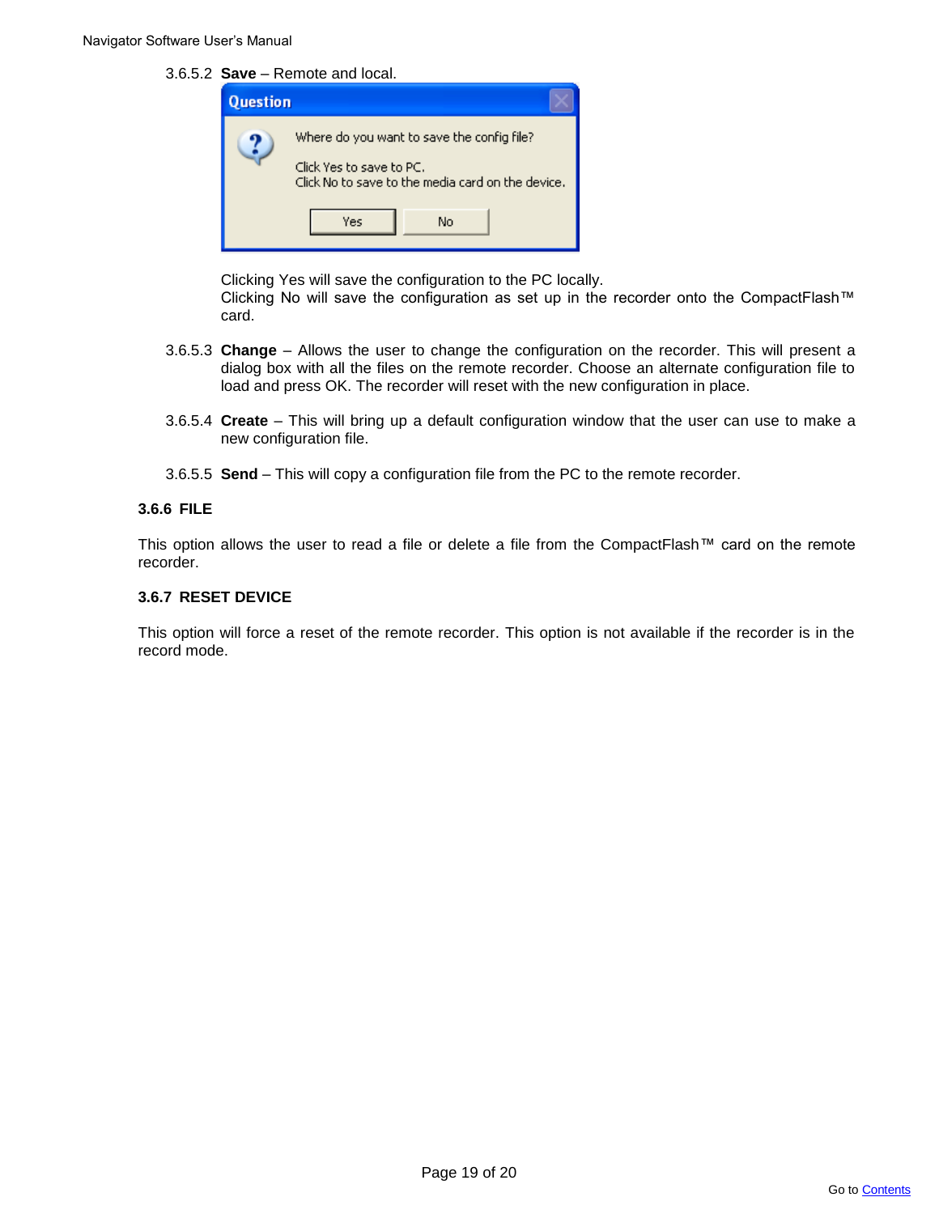3.6.5.2 **Save** – Remote and local.

Clicking Yes will save the configuration to the PC locally.
Clicking No will save the configuration as set up in the recorder onto the CompactFlash™ card.

3.6.5.3 **Change** – Allows the user to change the configuration on the recorder. This will present a dialog box with all the files on the remote recorder. Choose an alternate configuration file to load and press OK. The recorder will reset with the new configuration in place.

3.6.5.4 **Create** – This will bring up a default configuration window that the user can use to make a new configuration file.

3.6.5.5 **Send** – This will copy a configuration file from the PC to the remote recorder.

### 3.6.6 FILE

This option allows the user to read a file or delete a file from the CompactFlash™ card on the remote recorder.

### 3.6.7 RESET DEVICE

This option will force a reset of the remote recorder. This option is not available if the recorder is in the record mode.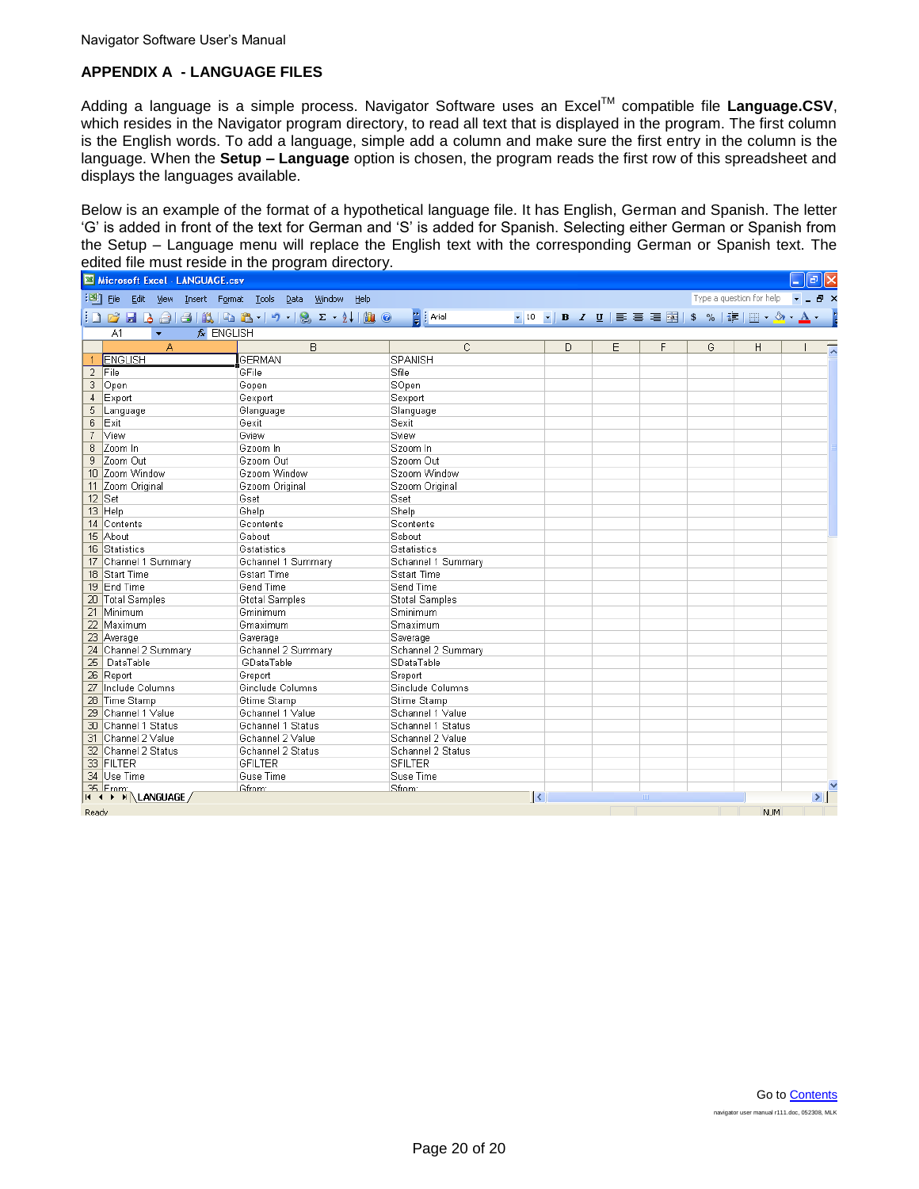## APPENDIX A - LANGUAGE FILES

Adding a language is a simple process. Navigator Software uses an Excel$^{TM}$ compatible file **Language.CSV**, which resides in the Navigator program directory, to read all text that is displayed in the program. The first column is the English words. To add a language, simple add a column and make sure the first entry in the column is the language. When the **Setup – Language** option is chosen, the program reads the first row of this spreadsheet and displays the languages available.

Below is an example of the format of a hypothetical language file. It has English, German and Spanish. The letter 'G' is added in front of the text for German and 'S' is added for Spanish. Selecting either German or Spanish from the Setup – Language menu will replace the English text with the corresponding German or Spanish text. The edited file must reside in the program directory.

Microsoft Excel - LANGUAGE.csv

| | A | B | C |
|---|---|---|---|
| 1 | ENGLISH | GERMAN | SPANISH |
| 2 | File | GFile | Sfile |
| 3 | Open | Gopen | SOpen |
| 4 | Export | Gexport | Sexport |
| 5 | Language | Glanguage | Slanguage |
| 6 | Exit | Gexit | Sexit |
| 7 | View | Gview | Sview |
| 8 | Zoom In | Gzoom In | Szoom In |
| 9 | Zoom Out | Gzoom Out | Szoom Out |
| 10 | Zoom Window | Gzoom Window | Szoom Window |
| 11 | Zoom Original | Gzoom Original | Szoom Original |
| 12 | Set | Gset | Sset |
| 13 | Help | Ghelp | Shelp |
| 14 | Contents | Gcontents | Scontents |
| 15 | About | Gabout | Sabout |
| 16 | Statistics | Gstatistics | Sstatistics |
| 17 | Channel 1 Summary | Gchannel 1 Summary | Schannel 1 Summary |
| 18 | Start Time | Gstart Time | Sstart Time |
| 19 | End Time | Gend Time | Send Time |
| 20 | Total Samples | Gtotal Samples | Stotal Samples |
| 21 | Minimum | Gminimum | Sminimum |
| 22 | Maximum | Gmaximum | Smaximum |
| 23 | Average | Gaverage | Saverage |
| 24 | Channel 2 Summary | Gchannel 2 Summary | Schannel 2 Summary |
| 25 | DataTable | GDataTable | SDataTable |
| 26 | Report | Greport | Sreport |
| 27 | Include Columns | Ginclude Columns | Sinclude Columns |
| 28 | Time Stamp | Gtime Stamp | Stime Stamp |
| 29 | Channel 1 Value | Gchannel 1 Value | Schannel 1 Value |
| 30 | Channel 1 Status | Gchannel 1 Status | Schannel 1 Status |
| 31 | Channel 2 Value | Gchannel 2 Value | Schannel 2 Value |
| 32 | Channel 2 Status | Gchannel 2 Status | Schannel 2 Status |
| 33 | FILTER | GFILTER | SFILTER |
| 34 | Use Time | Guse Time | Suse Time |
| 35 | From | Gfrom | Sfrom |

Go to Contents

navigator user manual r111.doc, 052308, MLK